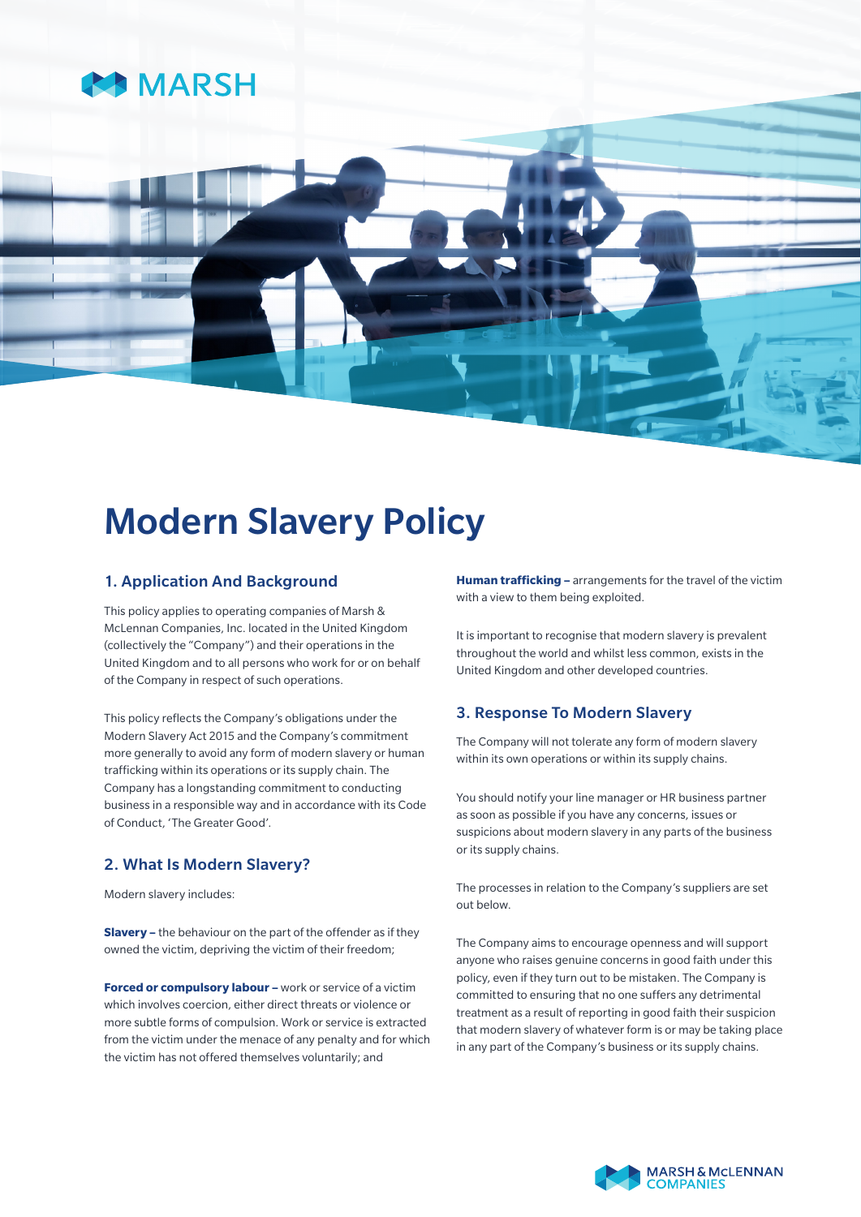# Modern Slavery Policy

## 1. Application And Background

This policy applies to operating companies of Marsh & McLennan Companies, Inc. located in the United Kingdom (collectively the "Company") and their operations in the United Kingdom and to all persons who work for or on behalf of the Company in respect of such operations.

This policy reflects the Company's obligations under the Modern Slavery Act 2015 and the Company's commitment more generally to avoid any form of modern slavery or human trafficking within its operations or its supply chain. The Company has a longstanding commitment to conducting business in a responsible way and in accordance with its Code of Conduct, 'The Greater Good'.

## 2. What Is Modern Slavery?

Modern slavery includes:

**Slavery –** the behaviour on the part of the offender as if they owned the victim, depriving the victim of their freedom;

**Forced or compulsory labour –** work or service of a victim which involves coercion, either direct threats or violence or more subtle forms of compulsion. Work or service is extracted from the victim under the menace of any penalty and for which the victim has not offered themselves voluntarily; and

**Human trafficking –** arrangements for the travel of the victim with a view to them being exploited.

It is important to recognise that modern slavery is prevalent throughout the world and whilst less common, exists in the United Kingdom and other developed countries.

## 3. Response To Modern Slavery

The Company will not tolerate any form of modern slavery within its own operations or within its supply chains.

You should notify your line manager or HR business partner as soon as possible if you have any concerns, issues or suspicions about modern slavery in any parts of the business or its supply chains.

The processes in relation to the Company's suppliers are set out below.

The Company aims to encourage openness and will support anyone who raises genuine concerns in good faith under this policy, even if they turn out to be mistaken. The Company is committed to ensuring that no one suffers any detrimental treatment as a result of reporting in good faith their suspicion that modern slavery of whatever form is or may be taking place in any part of the Company's business or its supply chains.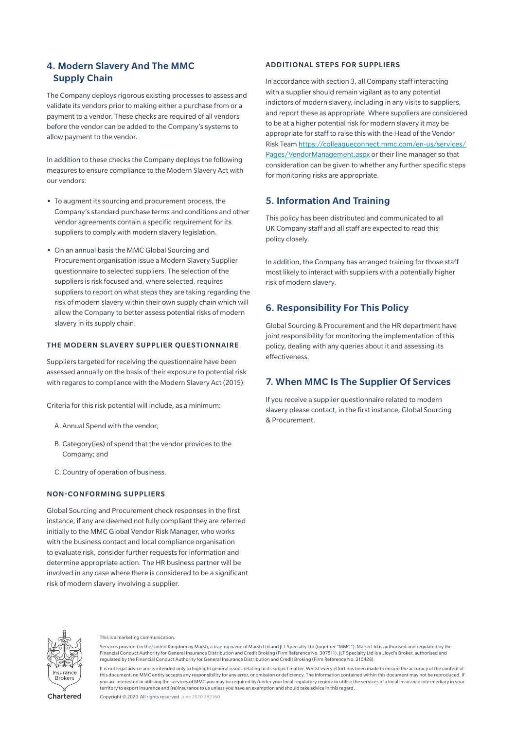## 4. Modern Slavery And The MMC Supply Chain

The Company deploys rigorous existing processes to assess and validate its vendors prior to making either a purchase from or a payment to a vendor. These checks are required of all vendors before the vendor can be added to the Company's systems to allow payment to the vendor.

In addition to these checks the Company deploys the following measures to ensure compliance to the Modern Slavery Act with our vendors:

- To augment its sourcing and procurement process, the Company's standard purchase terms and conditions and other vendor agreements contain a specific requirement for its suppliers to comply with modern slavery legislation.
- On an annual basis the MMC Global Sourcing and Procurement organisation issue a Modern Slavery Supplier questionnaire to selected suppliers. The selection of the suppliers is risk focused and, where selected, requires suppliers to report on what steps they are taking regarding the risk of modern slavery within their own supply chain which will allow the Company to better assess potential risks of modern slavery in its supply chain.

### THE MODERN SLAVERY SUPPLIER QUESTIONNAIRE

Suppliers targeted for receiving the questionnaire have been assessed annually on the basis of their exposure to potential risk with regards to compliance with the Modern Slavery Act (2015).

Criteria for this risk potential will include, as a minimum:

A. Annual Spend with the vendor;

B. Category(ies) of spend that the vendor provides to the Company; and

C. Country of operation of business.

### NON-CONFORMING SUPPLIERS

Global Sourcing and Procurement check responses in the first instance; if any are deemed not fully compliant they are referred initially to the MMC Global Vendor Risk Manager, who works with the business contact and local compliance organisation to evaluate risk, consider further requests for information and determine appropriate action. The HR business partner will be involved in any case where there is considered to be a significant risk of modern slavery involving a supplier.

### ADDITIONAL STEPS FOR SUPPLIERS

In accordance with section 3, all Company staff interacting with a supplier should remain vigilant as to any potential indictors of modern slavery, including in any visits to suppliers, and report these as appropriate. Where suppliers are considered to be at a higher potential risk for modern slavery it may be appropriate for staff to raise this with the Head of the Vendor Risk Team https://colleagueconnect.mmc.com/en-us/services/Pages/VendorManagement.aspx or their line manager so that consideration can be given to whether any further specific steps for monitoring risks are appropriate.

## 5. Information And Training

This policy has been distributed and communicated to all UK Company staff and all staff are expected to read this policy closely.

In addition, the Company has arranged training for those staff most likely to interact with suppliers with a potentially higher risk of modern slavery.

## 6. Responsibility For This Policy

Global Sourcing & Procurement and the HR department have joint responsibility for monitoring the implementation of this policy, dealing with any queries about it and assessing its effectiveness.

## 7. When MMC Is The Supplier Of Services

If you receive a supplier questionnaire related to modern slavery please contact, in the first instance, Global Sourcing & Procurement.

Insurance Brokers

Chartered

This is a marketing communication.

Services provided in the United Kingdom by Marsh, a trading name of Marsh Ltd and JLT Specialty Ltd (together "MMC"). Marsh Ltd is authorised and regulated by the Financial Conduct Authority for General Insurance Distribution and Credit Broking (Firm Reference No. 307511). JLT Specialty Ltd is a Lloyd's Broker, authorised and regulated by the Financial Conduct Authority for General Insurance Distribution and Credit Broking (Firm Reference No. 310428).

It is not legal advice and is intended only to highlight general issues relating to its subject matter. Whilst every effort has been made to ensure the accuracy of the content of this document, no MMC entity accepts any responsibility for any error, or omission or deficiency. The information contained within this document may not be reproduced. If you are interested in utilising the services of MMC you may be required by/under your local regulatory regime to utilise the services of a local insurance intermediary in your territory to export insurance and (re)insurance to us unless you have an exemption and should take advice in this regard.

Copyright © 2020 All rights reserved. June 2020 282160